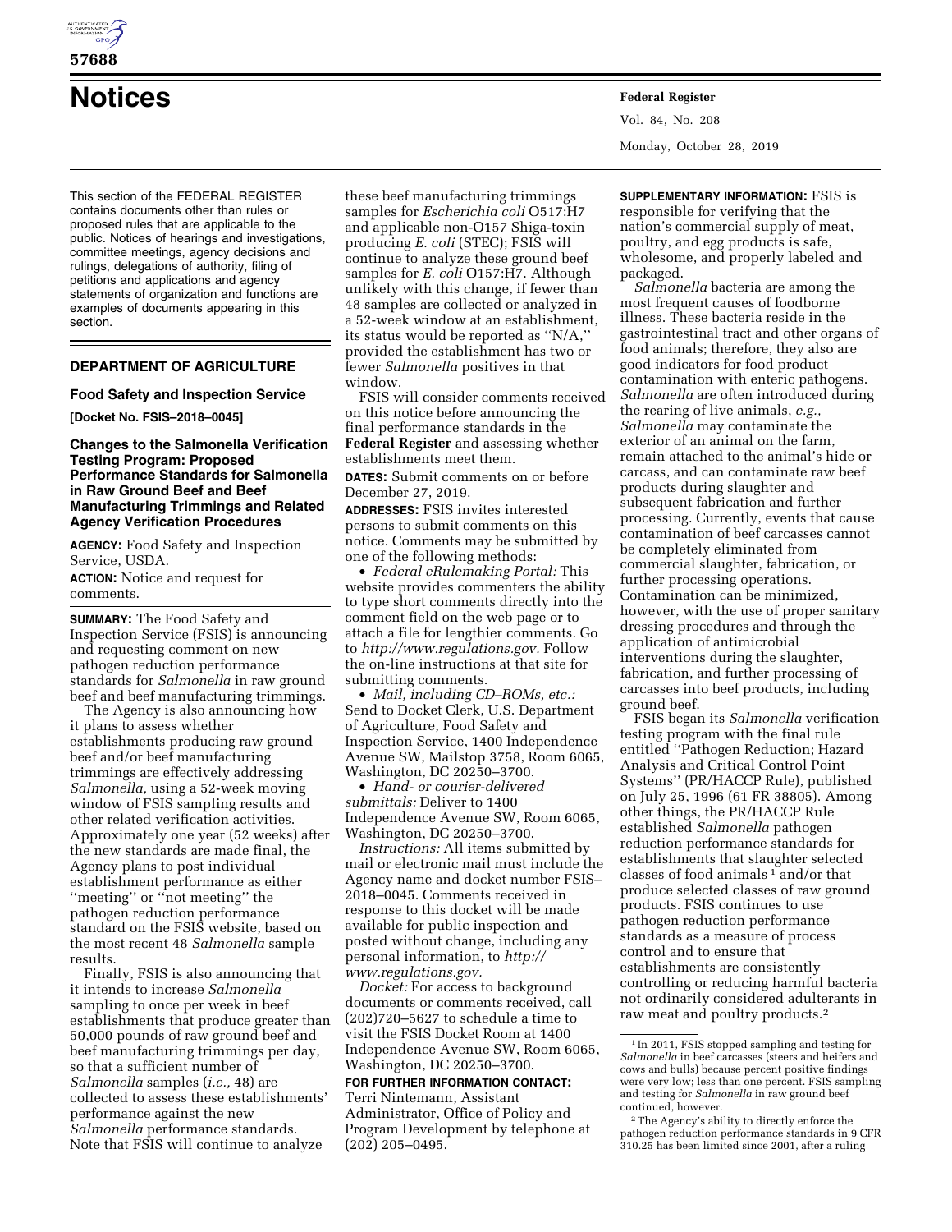# Notices

This section of the FEDERAL REGISTER contains documents other than rules or proposed rules that are applicable to the public. Notices of hearings and investigations, committee meetings, agency decisions and rulings, delegations of authority, filing of petitions and applications and agency statements of organization and functions are examples of documents appearing in this section.

## DEPARTMENT OF AGRICULTURE

### Food Safety and Inspection Service

**[Docket No. FSIS–2018–0045]**

### Changes to the Salmonella Verification Testing Program: Proposed Performance Standards for Salmonella in Raw Ground Beef and Beef Manufacturing Trimmings and Related Agency Verification Procedures

**AGENCY:** Food Safety and Inspection Service, USDA.

**ACTION:** Notice and request for comments.

**SUMMARY:** The Food Safety and Inspection Service (FSIS) is announcing and requesting comment on new pathogen reduction performance standards for *Salmonella* in raw ground beef and beef manufacturing trimmings.

The Agency is also announcing how it plans to assess whether establishments producing raw ground beef and/or beef manufacturing trimmings are effectively addressing *Salmonella,* using a 52-week moving window of FSIS sampling results and other related verification activities. Approximately one year (52 weeks) after the new standards are made final, the Agency plans to post individual establishment performance as either ''meeting'' or ''not meeting'' the pathogen reduction performance standard on the FSIS website, based on the most recent 48 *Salmonella* sample results.

Finally, FSIS is also announcing that it intends to increase *Salmonella* sampling to once per week in beef establishments that produce greater than 50,000 pounds of raw ground beef and beef manufacturing trimmings per day, so that a sufficient number of *Salmonella* samples (*i.e.,* 48) are collected to assess these establishments' performance against the new *Salmonella* performance standards. Note that FSIS will continue to analyze these beef manufacturing trimmings samples for *Escherichia coli* O517:H7 and applicable non-O157 Shiga-toxin producing *E. coli* (STEC); FSIS will continue to analyze these ground beef samples for *E. coli* O157:H7. Although unlikely with this change, if fewer than 48 samples are collected or analyzed in a 52-week window at an establishment, its status would be reported as ''N/A,'' provided the establishment has two or fewer *Salmonella* positives in that window.

FSIS will consider comments received on this notice before announcing the final performance standards in the **Federal Register** and assessing whether establishments meet them.

**DATES:** Submit comments on or before December 27, 2019.

**ADDRESSES:** FSIS invites interested persons to submit comments on this notice. Comments may be submitted by one of the following methods:

- *Federal eRulemaking Portal:* This website provides commenters the ability to type short comments directly into the comment field on the web page or to attach a file for lengthier comments. Go to *http://www.regulations.gov.* Follow the on-line instructions at that site for submitting comments.
- *Mail, including CD–ROMs, etc.:* Send to Docket Clerk, U.S. Department of Agriculture, Food Safety and Inspection Service, 1400 Independence Avenue SW, Mailstop 3758, Room 6065, Washington, DC 20250–3700.
- *Hand- or courier-delivered submittals:* Deliver to 1400 Independence Avenue SW, Room 6065, Washington, DC 20250–3700.

*Instructions:* All items submitted by mail or electronic mail must include the Agency name and docket number FSIS–2018–0045. Comments received in response to this docket will be made available for public inspection and posted without change, including any personal information, to *http://www.regulations.gov.*

*Docket:* For access to background documents or comments received, call (202)720–5627 to schedule a time to visit the FSIS Docket Room at 1400 Independence Avenue SW, Room 6065, Washington, DC 20250–3700.

**FOR FURTHER INFORMATION CONTACT:** Terri Nintemann, Assistant Administrator, Office of Policy and Program Development by telephone at (202) 205–0495.

**SUPPLEMENTARY INFORMATION:** FSIS is responsible for verifying that the nation's commercial supply of meat, poultry, and egg products is safe, wholesome, and properly labeled and packaged.

*Salmonella* bacteria are among the most frequent causes of foodborne illness. These bacteria reside in the gastrointestinal tract and other organs of food animals; therefore, they also are good indicators for food product contamination with enteric pathogens. *Salmonella* are often introduced during the rearing of live animals, *e.g., Salmonella* may contaminate the exterior of an animal on the farm, remain attached to the animal's hide or carcass, and can contaminate raw beef products during slaughter and subsequent fabrication and further processing. Currently, events that cause contamination of beef carcasses cannot be completely eliminated from commercial slaughter, fabrication, or further processing operations. Contamination can be minimized, however, with the use of proper sanitary dressing procedures and through the application of antimicrobial interventions during the slaughter, fabrication, and further processing of carcasses into beef products, including ground beef.

FSIS began its *Salmonella* verification testing program with the final rule entitled ''Pathogen Reduction; Hazard Analysis and Critical Control Point Systems'' (PR/HACCP Rule), published on July 25, 1996 (61 FR 38805). Among other things, the PR/HACCP Rule established *Salmonella* pathogen reduction performance standards for establishments that slaughter selected classes of food animals [1] and/or that produce selected classes of raw ground products. FSIS continues to use pathogen reduction performance standards as a measure of process control and to ensure that establishments are consistently controlling or reducing harmful bacteria not ordinarily considered adulterants in raw meat and poultry products.[2]

[1] In 2011, FSIS stopped sampling and testing for *Salmonella* in beef carcasses (steers and heifers and cows and bulls) because percent positive findings were very low; less than one percent. FSIS sampling and testing for *Salmonella* in raw ground beef continued, however.

[2] The Agency's ability to directly enforce the pathogen reduction performance standards in 9 CFR 310.25 has been limited since 2001, after a ruling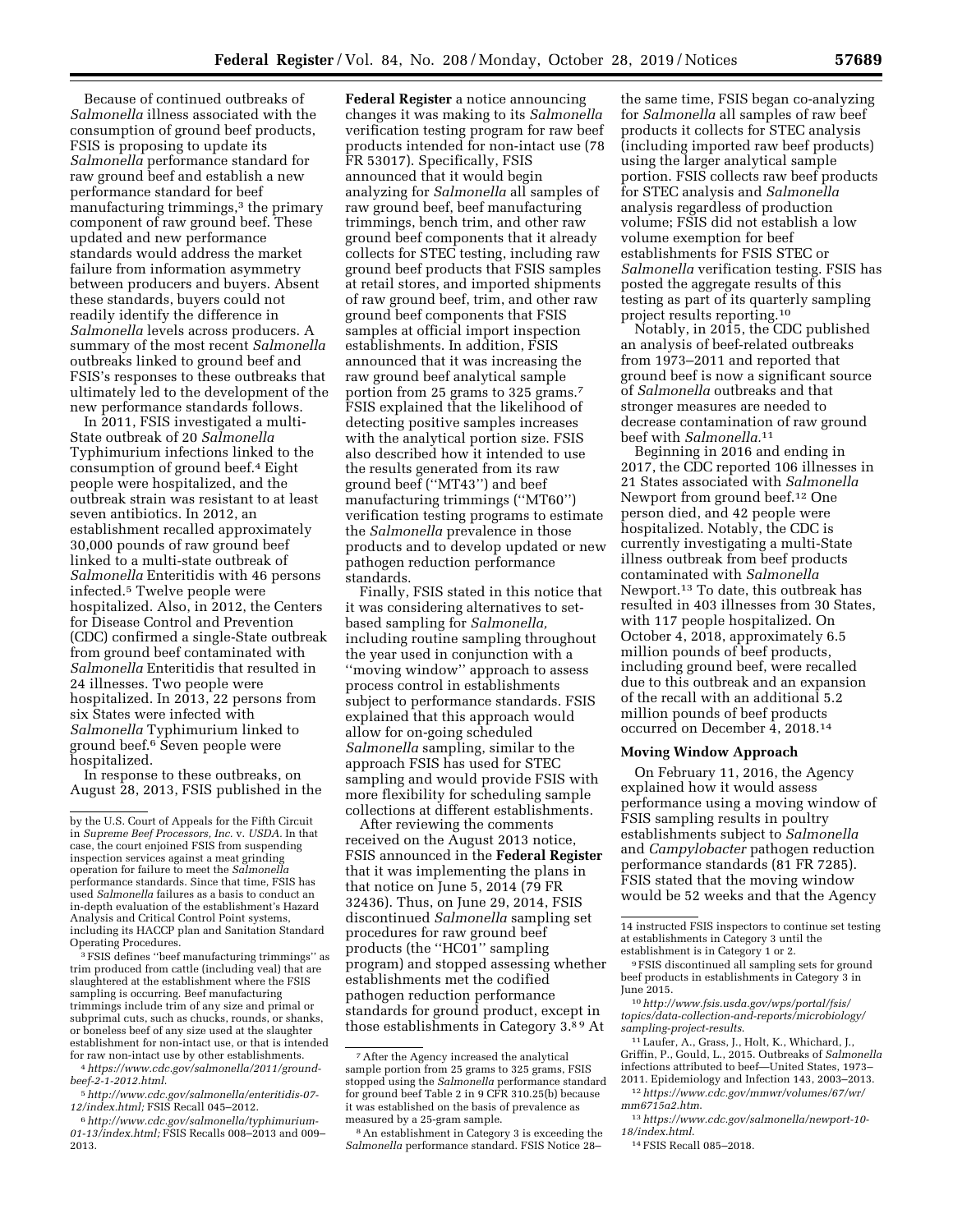Because of continued outbreaks of *Salmonella* illness associated with the consumption of ground beef products, FSIS is proposing to update its *Salmonella* performance standard for raw ground beef and establish a new performance standard for beef manufacturing trimmings,[3] the primary component of raw ground beef. These updated and new performance standards would address the market failure from information asymmetry between producers and buyers. Absent these standards, buyers could not readily identify the difference in *Salmonella* levels across producers. A summary of the most recent *Salmonella* outbreaks linked to ground beef and FSIS's responses to these outbreaks that ultimately led to the development of the new performance standards follows.

In 2011, FSIS investigated a multi-State outbreak of 20 *Salmonella* Typhimurium infections linked to the consumption of ground beef.[4] Eight people were hospitalized, and the outbreak strain was resistant to at least seven antibiotics. In 2012, an establishment recalled approximately 30,000 pounds of raw ground beef linked to a multi-state outbreak of *Salmonella* Enteritidis with 46 persons infected.[5] Twelve people were hospitalized. Also, in 2012, the Centers for Disease Control and Prevention (CDC) confirmed a single-State outbreak from ground beef contaminated with *Salmonella* Enteritidis that resulted in 24 illnesses. Two people were hospitalized. In 2013, 22 persons from six States were infected with *Salmonella* Typhimurium linked to ground beef.[6] Seven people were hospitalized.

In response to these outbreaks, on August 28, 2013, FSIS published in the **Federal Register** a notice announcing changes it was making to its *Salmonella* verification testing program for raw beef products intended for non-intact use (78 FR 53017). Specifically, FSIS announced that it would begin analyzing for *Salmonella* all samples of raw ground beef, beef manufacturing trimmings, bench trim, and other raw ground beef components that it already collects for STEC testing, including raw ground beef products that FSIS samples at retail stores, and imported shipments of raw ground beef, trim, and other raw ground beef components that FSIS samples at official import inspection establishments. In addition, FSIS announced that it was increasing the raw ground beef analytical sample portion from 25 grams to 325 grams.[7] FSIS explained that the likelihood of detecting positive samples increases with the analytical portion size. FSIS also described how it intended to use the results generated from its raw ground beef (''MT43'') and beef manufacturing trimmings (''MT60'') verification testing programs to estimate the *Salmonella* prevalence in those products and to develop updated or new pathogen reduction performance standards.

Finally, FSIS stated in this notice that it was considering alternatives to set-based sampling for *Salmonella,* including routine sampling throughout the year used in conjunction with a ''moving window'' approach to assess process control in establishments subject to performance standards. FSIS explained that this approach would allow for on-going scheduled *Salmonella* sampling, similar to the approach FSIS has used for STEC sampling and would provide FSIS with more flexibility for scheduling sample collections at different establishments.

After reviewing the comments received on the August 2013 notice, FSIS announced in the **Federal Register** that it was implementing the plans in that notice on June 5, 2014 (79 FR 32436). Thus, on June 29, 2014, FSIS discontinued *Salmonella* sampling set procedures for raw ground beef products (the ''HC01'' sampling program) and stopped assessing whether establishments met the codified pathogen reduction performance standards for ground product, except in those establishments in Category 3.[8][9] At the same time, FSIS began co-analyzing for *Salmonella* all samples of raw beef products it collects for STEC analysis (including imported raw beef products) using the larger analytical sample portion. FSIS collects raw beef products for STEC analysis and *Salmonella* analysis regardless of production volume; FSIS did not establish a low volume exemption for beef establishments for FSIS STEC or *Salmonella* verification testing. FSIS has posted the aggregate results of this testing as part of its quarterly sampling project results reporting.[10]

Notably, in 2015, the CDC published an analysis of beef-related outbreaks from 1973–2011 and reported that ground beef is now a significant source of *Salmonella* outbreaks and that stronger measures are needed to decrease contamination of raw ground beef with *Salmonella*.[11]

Beginning in 2016 and ending in 2017, the CDC reported 106 illnesses in 21 States associated with *Salmonella* Newport from ground beef.[12] One person died, and 42 people were hospitalized. Notably, the CDC is currently investigating a multi-State illness outbreak from beef products contaminated with *Salmonella* Newport.[13] To date, this outbreak has resulted in 403 illnesses from 30 States, with 117 people hospitalized. On October 4, 2018, approximately 6.5 million pounds of beef products, including ground beef, were recalled due to this outbreak and an expansion of the recall with an additional 5.2 million pounds of beef products occurred on December 4, 2018.[14]

### Moving Window Approach

On February 11, 2016, the Agency explained how it would assess performance using a moving window of FSIS sampling results in poultry establishments subject to *Salmonella* and *Campylobacter* pathogen reduction performance standards (81 FR 7285). FSIS stated that the moving window would be 52 weeks and that the Agency

---

by the U.S. Court of Appeals for the Fifth Circuit in *Supreme Beef Processors, Inc.* v. *USDA.* In that case, the court enjoined FSIS from suspending inspection services against a meat grinding operation for failure to meet the *Salmonella* performance standards. Since that time, FSIS has used *Salmonella* failures as a basis to conduct an in-depth evaluation of the establishment's Hazard Analysis and Critical Control Point systems, including its HACCP plan and Sanitation Standard Operating Procedures.

[3] FSIS defines ''beef manufacturing trimmings'' as trim produced from cattle (including veal) that are slaughtered at the establishment where the FSIS sampling is occurring. Beef manufacturing trimmings include trim of any size and primal or subprimal cuts, such as chucks, rounds, or shanks, or boneless beef of any size used at the slaughter establishment for non-intact use, or that is intended for raw non-intact use by other establishments.

[4] *https://www.cdc.gov/salmonella/2011/ground-beef-2-1-2012.html.*

[5] *http://www.cdc.gov/salmonella/enteritidis-07-12/index.html;* FSIS Recall 045–2012.

[6] *http://www.cdc.gov/salmonella/typhimurium-01-13/index.html;* FSIS Recalls 008–2013 and 009–2013.

[7] After the Agency increased the analytical sample portion from 25 grams to 325 grams, FSIS stopped using the *Salmonella* performance standard for ground beef Table 2 in 9 CFR 310.25(b) because it was established on the basis of prevalence as measured by a 25-gram sample.

[8] An establishment in Category 3 is exceeding the *Salmonella* performance standard. FSIS Notice 28–14 instructed FSIS inspectors to continue set testing at establishments in Category 3 until the establishment is in Category 1 or 2.

[9] FSIS discontinued all sampling sets for ground beef products in establishments in Category 3 in June 2015.

[10] *http://www.fsis.usda.gov/wps/portal/fsis/topics/data-collection-and-reports/microbiology/sampling-project-results.*

[11] Laufer, A., Grass, J., Holt, K., Whichard, J., Griffin, P., Gould, L., 2015. Outbreaks of *Salmonella* infections attributed to beef—United States, 1973–2011. Epidemiology and Infection 143, 2003–2013.

[12] *https://www.cdc.gov/mmwr/volumes/67/wr/mm6715a2.htm.*

[13] *https://www.cdc.gov/salmonella/newport-10-18/index.html.*

[14] FSIS Recall 085–2018.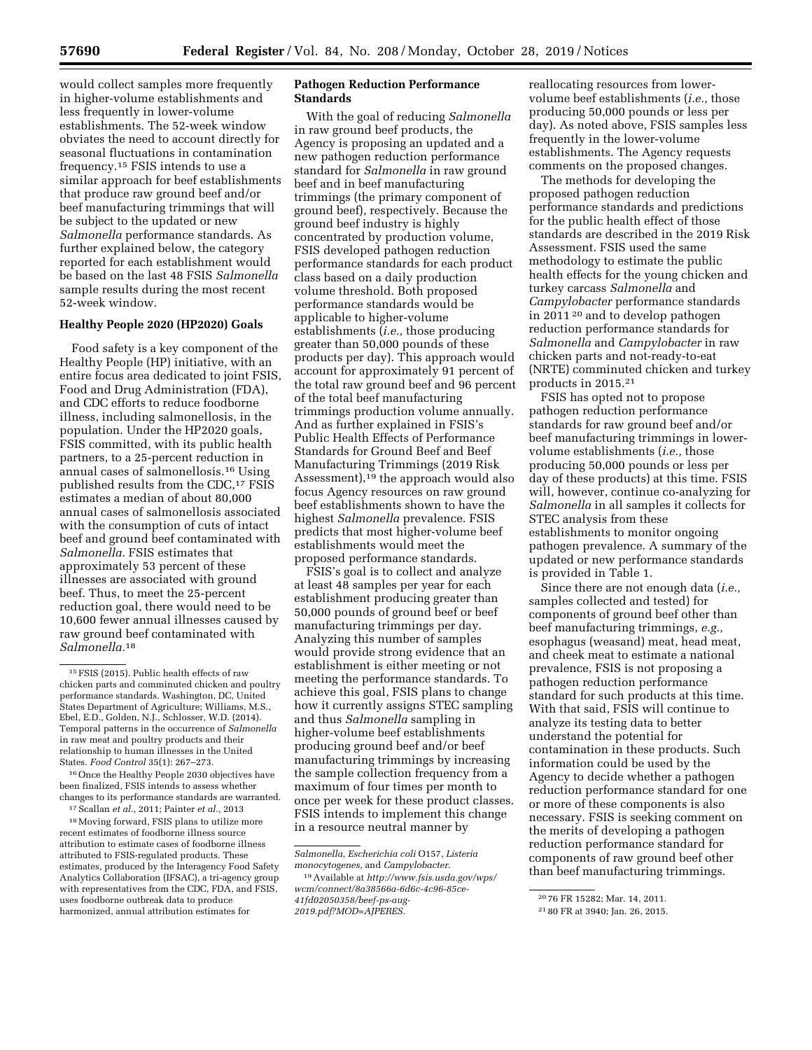would collect samples more frequently in higher-volume establishments and less frequently in lower-volume establishments. The 52-week window obviates the need to account directly for seasonal fluctuations in contamination frequency.[15] FSIS intends to use a similar approach for beef establishments that produce raw ground beef and/or beef manufacturing trimmings that will be subject to the updated or new *Salmonella* performance standards. As further explained below, the category reported for each establishment would be based on the last 48 FSIS *Salmonella* sample results during the most recent 52-week window.

### Healthy People 2020 (HP2020) Goals

Food safety is a key component of the Healthy People (HP) initiative, with an entire focus area dedicated to joint FSIS, Food and Drug Administration (FDA), and CDC efforts to reduce foodborne illness, including salmonellosis, in the population. Under the HP2020 goals, FSIS committed, with its public health partners, to a 25-percent reduction in annual cases of salmonellosis.[16] Using published results from the CDC,[17] FSIS estimates a median of about 80,000 annual cases of salmonellosis associated with the consumption of cuts of intact beef and ground beef contaminated with *Salmonella*. FSIS estimates that approximately 53 percent of these illnesses are associated with ground beef. Thus, to meet the 25-percent reduction goal, there would need to be 10,600 fewer annual illnesses caused by raw ground beef contaminated with *Salmonella*.[18]

### Pathogen Reduction Performance Standards

With the goal of reducing *Salmonella* in raw ground beef products, the Agency is proposing an updated and a new pathogen reduction performance standard for *Salmonella* in raw ground beef and in beef manufacturing trimmings (the primary component of ground beef), respectively. Because the ground beef industry is highly concentrated by production volume, FSIS developed pathogen reduction performance standards for each product class based on a daily production volume threshold. Both proposed performance standards would be applicable to higher-volume establishments (*i.e.,* those producing greater than 50,000 pounds of these products per day). This approach would account for approximately 91 percent of the total raw ground beef and 96 percent of the total beef manufacturing trimmings production volume annually. And as further explained in FSIS's Public Health Effects of Performance Standards for Ground Beef and Beef Manufacturing Trimmings (2019 Risk Assessment),[19] the approach would also focus Agency resources on raw ground beef establishments shown to have the highest *Salmonella* prevalence. FSIS predicts that most higher-volume beef establishments would meet the proposed performance standards.

FSIS's goal is to collect and analyze at least 48 samples per year for each establishment producing greater than 50,000 pounds of ground beef or beef manufacturing trimmings per day. Analyzing this number of samples would provide strong evidence that an establishment is either meeting or not meeting the performance standards. To achieve this goal, FSIS plans to change how it currently assigns STEC sampling and thus *Salmonella* sampling in higher-volume beef establishments producing ground beef and/or beef manufacturing trimmings by increasing the sample collection frequency from a maximum of four times per month to once per week for these product classes. FSIS intends to implement this change in a resource neutral manner by reallocating resources from lower-volume beef establishments (*i.e.,* those producing 50,000 pounds or less per day). As noted above, FSIS samples less frequently in the lower-volume establishments. The Agency requests comments on the proposed changes.

The methods for developing the proposed pathogen reduction performance standards and predictions for the public health effect of those standards are described in the 2019 Risk Assessment. FSIS used the same methodology to estimate the public health effects for the young chicken and turkey carcass *Salmonella* and *Campylobacter* performance standards in 2011[20] and to develop pathogen reduction performance standards for *Salmonella* and *Campylobacter* in raw chicken parts and not-ready-to-eat (NRTE) comminuted chicken and turkey products in 2015.[21]

FSIS has opted not to propose pathogen reduction performance standards for raw ground beef and/or beef manufacturing trimmings in lower-volume establishments (*i.e.,* those producing 50,000 pounds or less per day of these products) at this time. FSIS will, however, continue co-analyzing for *Salmonella* in all samples it collects for STEC analysis from these establishments to monitor ongoing pathogen prevalence. A summary of the updated or new performance standards is provided in Table 1.

Since there are not enough data (*i.e.,* samples collected and tested) for components of ground beef other than beef manufacturing trimmings, *e.g.,* esophagus (weasand) meat, head meat, and cheek meat to estimate a national prevalence, FSIS is not proposing a pathogen reduction performance standard for such products at this time. With that said, FSIS will continue to analyze its testing data to better understand the potential for contamination in these products. Such information could be used by the Agency to decide whether a pathogen reduction performance standard for one or more of these components is also necessary. FSIS is seeking comment on the merits of developing a pathogen reduction performance standard for components of raw ground beef other than beef manufacturing trimmings.

---

[15] FSIS (2015). Public health effects of raw chicken parts and comminuted chicken and poultry performance standards. Washington, DC, United States Department of Agriculture; Williams, M.S., Ebel, E.D., Golden, N.J., Schlosser, W.D. (2014). Temporal patterns in the occurrence of *Salmonella* in raw meat and poultry products and their relationship to human illnesses in the United States. *Food Control* 35(1): 267–273.

[16] Once the Healthy People 2030 objectives have been finalized, FSIS intends to assess whether changes to its performance standards are warranted.

[17] Scallan *et al.,* 2011; Painter *et al.,* 2013

[18] Moving forward, FSIS plans to utilize more recent estimates of foodborne illness source attribution to estimate cases of foodborne illness attributed to FSIS-regulated products. These estimates, produced by the Interagency Food Safety Analytics Collaboration (IFSAC), a tri-agency group with representatives from the CDC, FDA, and FSIS, uses foodborne outbreak data to produce harmonized, annual attribution estimates for *Salmonella, Escherichia coli* O157, *Listeria monocytogenes,* and *Campylobacter*.

[19] Available at *http://www.fsis.usda.gov/wps/wcm/connect/8a38566a-6d6c-4c96-85ce-41fd02050358/beef-ps-aug-2019.pdf?MOD=AJPERES.*

[20] 76 FR 15282; Mar. 14, 2011.

[21] 80 FR at 3940; Jan. 26, 2015.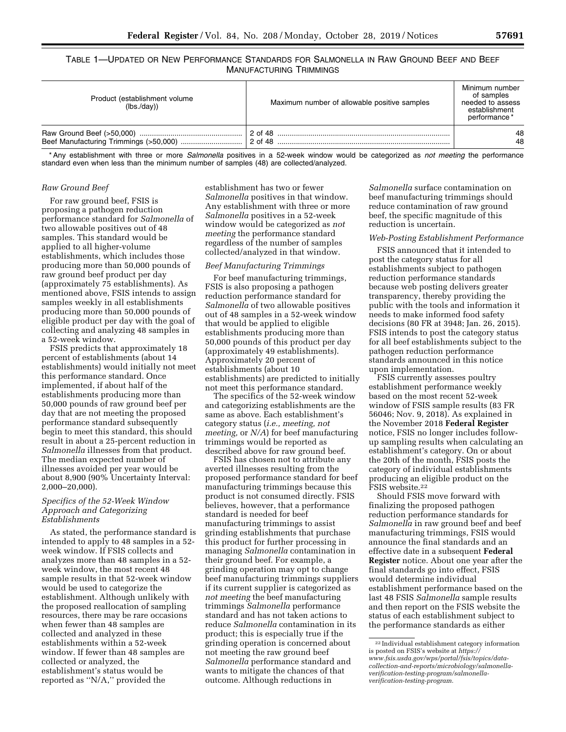TABLE 1—UPDATED OR NEW PERFORMANCE STANDARDS FOR SALMONELLA IN RAW GROUND BEEF AND BEEF MANUFACTURING TRIMMINGS

| Product (establishment volume (lbs./day)) | Maximum number of allowable positive samples | Minimum number of samples needed to assess establishment performance * |
|---|---|---|
| Raw Ground Beef (>50,000) | 2 of 48 | 48 |
| Beef Manufacturing Trimmings (>50,000) | 2 of 48 | 48 |

* Any establishment with three or more *Salmonella* positives in a 52-week window would be categorized as *not meeting* the performance standard even when less than the minimum number of samples (48) are collected/analyzed.

*Raw Ground Beef*

For raw ground beef, FSIS is proposing a pathogen reduction performance standard for *Salmonella* of two allowable positives out of 48 samples. This standard would be applied to all higher-volume establishments, which includes those producing more than 50,000 pounds of raw ground beef product per day (approximately 75 establishments). As mentioned above, FSIS intends to assign samples weekly in all establishments producing more than 50,000 pounds of eligible product per day with the goal of collecting and analyzing 48 samples in a 52-week window.

FSIS predicts that approximately 18 percent of establishments (about 14 establishments) would initially not meet this performance standard. Once implemented, if about half of the establishments producing more than 50,000 pounds of raw ground beef per day that are not meeting the proposed performance standard subsequently begin to meet this standard, this should result in about a 25-percent reduction in *Salmonella* illnesses from that product. The median expected number of illnesses avoided per year would be about 8,900 (90% Uncertainty Interval: 2,000–20,000).

*Specifics of the 52-Week Window Approach and Categorizing Establishments*

As stated, the performance standard is intended to apply to 48 samples in a 52-week window. If FSIS collects and analyzes more than 48 samples in a 52-week window, the most recent 48 sample results in that 52-week window would be used to categorize the establishment. Although unlikely with the proposed reallocation of sampling resources, there may be rare occasions when fewer than 48 samples are collected and analyzed in these establishments within a 52-week window. If fewer than 48 samples are collected or analyzed, the establishment's status would be reported as ''N/A,'' provided the establishment has two or fewer *Salmonella* positives in that window. Any establishment with three or more *Salmonella* positives in a 52-week window would be categorized as *not meeting* the performance standard regardless of the number of samples collected/analyzed in that window.

*Beef Manufacturing Trimmings*

For beef manufacturing trimmings, FSIS is also proposing a pathogen reduction performance standard for *Salmonella* of two allowable positives out of 48 samples in a 52-week window that would be applied to eligible establishments producing more than 50,000 pounds of this product per day (approximately 49 establishments). Approximately 20 percent of establishments (about 10 establishments) are predicted to initially not meet this performance standard.

The specifics of the 52-week window and categorizing establishments are the same as above. Each establishment's category status (*i.e., meeting, not meeting,* or *N/A*) for beef manufacturing trimmings would be reported as described above for raw ground beef.

FSIS has chosen not to attribute any averted illnesses resulting from the proposed performance standard for beef manufacturing trimmings because this product is not consumed directly. FSIS believes, however, that a performance standard is needed for beef manufacturing trimmings to assist grinding establishments that purchase this product for further processing in managing *Salmonella* contamination in their ground beef. For example, a grinding operation may opt to change beef manufacturing trimmings suppliers if its current supplier is categorized as *not meeting* the beef manufacturing trimmings *Salmonella* performance standard and has not taken actions to reduce *Salmonella* contamination in its product; this is especially true if the grinding operation is concerned about not meeting the raw ground beef *Salmonella* performance standard and wants to mitigate the chances of that outcome. Although reductions in *Salmonella* surface contamination on beef manufacturing trimmings should reduce contamination of raw ground beef, the specific magnitude of this reduction is uncertain.

*Web-Posting Establishment Performance*

FSIS announced that it intended to post the category status for all establishments subject to pathogen reduction performance standards because web posting delivers greater transparency, thereby providing the public with the tools and information it needs to make informed food safety decisions (80 FR at 3948; Jan. 26, 2015). FSIS intends to post the category status for all beef establishments subject to the pathogen reduction performance standards announced in this notice upon implementation.

FSIS currently assesses poultry establishment performance weekly based on the most recent 52-week window of FSIS sample results (83 FR 56046; Nov. 9, 2018). As explained in the November 2018 **Federal Register** notice, FSIS no longer includes follow-up sampling results when calculating an establishment's category. On or about the 20th of the month, FSIS posts the category of individual establishments producing an eligible product on the FSIS website.[22]

Should FSIS move forward with finalizing the proposed pathogen reduction performance standards for *Salmonella* in raw ground beef and beef manufacturing trimmings, FSIS would announce the final standards and an effective date in a subsequent **Federal Register** notice. About one year after the final standards go into effect, FSIS would determine individual establishment performance based on the last 48 FSIS *Salmonella* sample results and then report on the FSIS website the status of each establishment subject to the performance standards as either

[22] Individual establishment category information is posted on FSIS's website at *https://www.fsis.usda.gov/wps/portal/fsis/topics/data-collection-and-reports/microbiology/salmonella-verification-testing-program/salmonella-verification-testing-program.*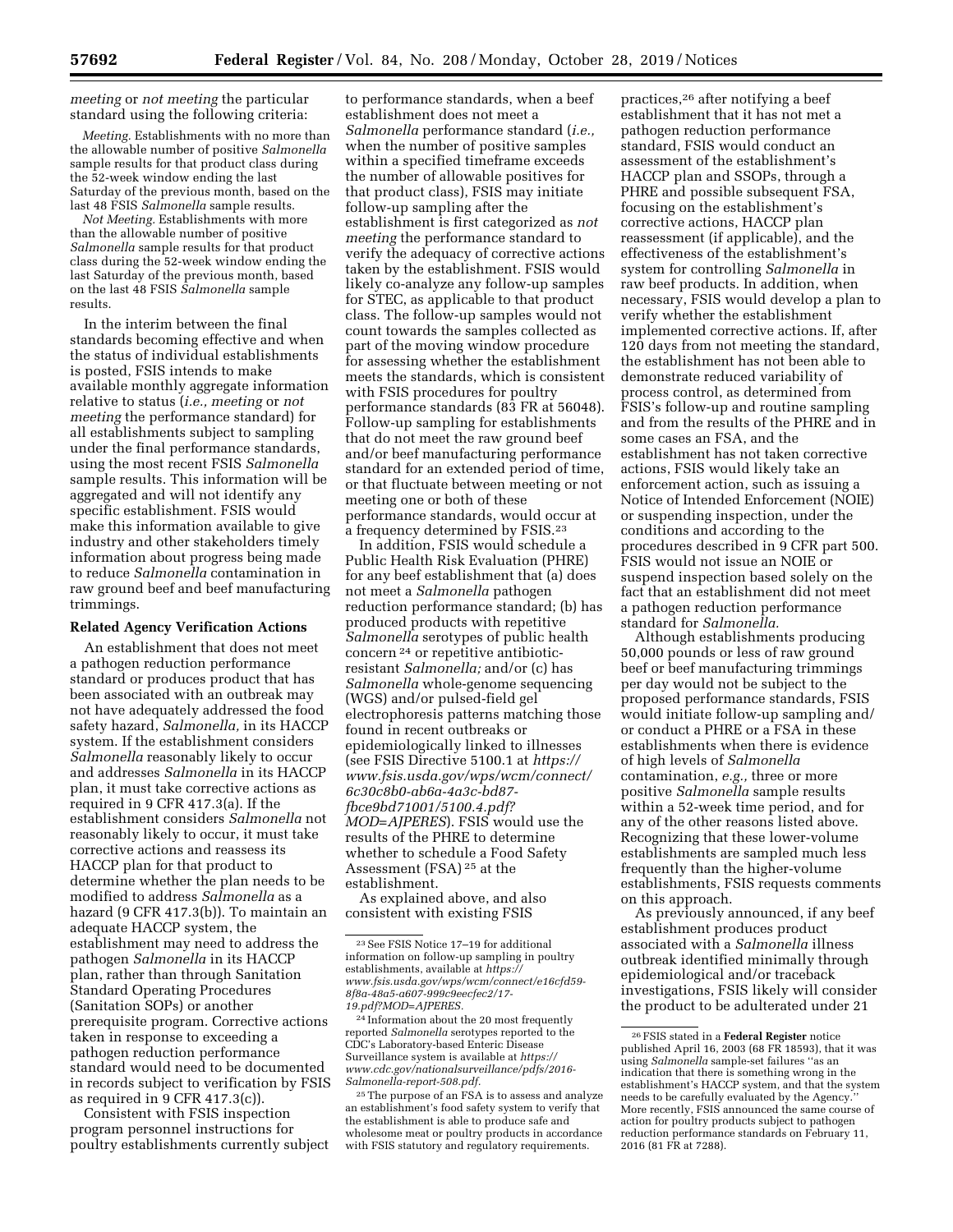*meeting* or *not meeting* the particular standard using the following criteria:

*Meeting.* Establishments with no more than the allowable number of positive *Salmonella* sample results for that product class during the 52-week window ending the last Saturday of the previous month, based on the last 48 FSIS *Salmonella* sample results.

*Not Meeting.* Establishments with more than the allowable number of positive *Salmonella* sample results for that product class during the 52-week window ending the last Saturday of the previous month, based on the last 48 FSIS *Salmonella* sample results.

In the interim between the final standards becoming effective and when the status of individual establishments is posted, FSIS intends to make available monthly aggregate information relative to status (*i.e., meeting* or *not meeting* the performance standard) for all establishments subject to sampling under the final performance standards, using the most recent FSIS *Salmonella* sample results. This information will be aggregated and will not identify any specific establishment. FSIS would make this information available to give industry and other stakeholders timely information about progress being made to reduce *Salmonella* contamination in raw ground beef and beef manufacturing trimmings.

### Related Agency Verification Actions

An establishment that does not meet a pathogen reduction performance standard or produces product that has been associated with an outbreak may not have adequately addressed the food safety hazard, *Salmonella,* in its HACCP system. If the establishment considers *Salmonella* reasonably likely to occur and addresses *Salmonella* in its HACCP plan, it must take corrective actions as required in 9 CFR 417.3(a). If the establishment considers *Salmonella* not reasonably likely to occur, it must take corrective actions and reassess its HACCP plan for that product to determine whether the plan needs to be modified to address *Salmonella* as a hazard (9 CFR 417.3(b)). To maintain an adequate HACCP system, the establishment may need to address the pathogen *Salmonella* in its HACCP plan, rather than through Sanitation Standard Operating Procedures (Sanitation SOPs) or another prerequisite program. Corrective actions taken in response to exceeding a pathogen reduction performance standard would need to be documented in records subject to verification by FSIS as required in 9 CFR 417.3(c)).

Consistent with FSIS inspection program personnel instructions for poultry establishments currently subject to performance standards, when a beef establishment does not meet a *Salmonella* performance standard (*i.e.,* when the number of positive samples within a specified timeframe exceeds the number of allowable positives for that product class), FSIS may initiate follow-up sampling after the establishment is first categorized as *not meeting* the performance standard to verify the adequacy of corrective actions taken by the establishment. FSIS would likely co-analyze any follow-up samples for STEC, as applicable to that product class. The follow-up samples would not count towards the samples collected as part of the moving window procedure for assessing whether the establishment meets the standards, which is consistent with FSIS procedures for poultry performance standards (83 FR at 56048). Follow-up sampling for establishments that do not meet the raw ground beef and/or beef manufacturing performance standard for an extended period of time, or that fluctuate between meeting or not meeting one or both of these performance standards, would occur at a frequency determined by FSIS.[23]

In addition, FSIS would schedule a Public Health Risk Evaluation (PHRE) for any beef establishment that (a) does not meet a *Salmonella* pathogen reduction performance standard; (b) has produced products with repetitive *Salmonella* serotypes of public health concern [24] or repetitive antibiotic-resistant *Salmonella;* and/or (c) has *Salmonella* whole-genome sequencing (WGS) and/or pulsed-field gel electrophoresis patterns matching those found in recent outbreaks or epidemiologically linked to illnesses (see FSIS Directive 5100.1 at *https://www.fsis.usda.gov/wps/wcm/connect/6c30c8b0-ab6a-4a3c-bd87-fbce9bd71001/5100.4.pdf?MOD=AJPERES*). FSIS would use the results of the PHRE to determine whether to schedule a Food Safety Assessment (FSA) [25] at the establishment.

As explained above, and also consistent with existing FSIS practices,[26] after notifying a beef establishment that it has not met a pathogen reduction performance standard, FSIS would conduct an assessment of the establishment's HACCP plan and SSOPs, through a PHRE and possible subsequent FSA, focusing on the establishment's corrective actions, HACCP plan reassessment (if applicable), and the effectiveness of the establishment's system for controlling *Salmonella* in raw beef products. In addition, when necessary, FSIS would develop a plan to verify whether the establishment implemented corrective actions. If, after 120 days from not meeting the standard, the establishment has not been able to demonstrate reduced variability of process control, as determined from FSIS's follow-up and routine sampling and from the results of the PHRE and in some cases an FSA, and the establishment has not taken corrective actions, FSIS would likely take an enforcement action, such as issuing a Notice of Intended Enforcement (NOIE) or suspending inspection, under the conditions and according to the procedures described in 9 CFR part 500. FSIS would not issue an NOIE or suspend inspection based solely on the fact that an establishment did not meet a pathogen reduction performance standard for *Salmonella.*

Although establishments producing 50,000 pounds or less of raw ground beef or beef manufacturing trimmings per day would not be subject to the proposed performance standards, FSIS would initiate follow-up sampling and/or conduct a PHRE or a FSA in these establishments when there is evidence of high levels of *Salmonella* contamination, *e.g.,* three or more positive *Salmonella* sample results within a 52-week time period, and for any of the other reasons listed above. Recognizing that these lower-volume establishments are sampled much less frequently than the higher-volume establishments, FSIS requests comments on this approach.

As previously announced, if any beef establishment produces product associated with a *Salmonella* illness outbreak identified minimally through epidemiological and/or traceback investigations, FSIS likely will consider the product to be adulterated under 21

---

[23] See FSIS Notice 17–19 for additional information on follow-up sampling in poultry establishments, available at *https://www.fsis.usda.gov/wps/wcm/connect/e16cfd59-8f8a-48a5-a607-999c9eecfec2/17-19.pdf?MOD=AJPERES.*

[24] Information about the 20 most frequently reported *Salmonella* serotypes reported to the CDC's Laboratory-based Enteric Disease Surveillance system is available at *https://www.cdc.gov/nationalsurveillance/pdfs/2016-Salmonella-report-508.pdf.*

[25] The purpose of an FSA is to assess and analyze an establishment's food safety system to verify that the establishment is able to produce safe and wholesome meat or poultry products in accordance with FSIS statutory and regulatory requirements.

[26] FSIS stated in a **Federal Register** notice published April 16, 2003 (68 FR 18593), that it was using *Salmonella* sample-set failures "as an indication that there is something wrong in the establishment's HACCP system, and that the system needs to be carefully evaluated by the Agency." More recently, FSIS announced the same course of action for poultry products subject to pathogen reduction performance standards on February 11, 2016 (81 FR at 7288).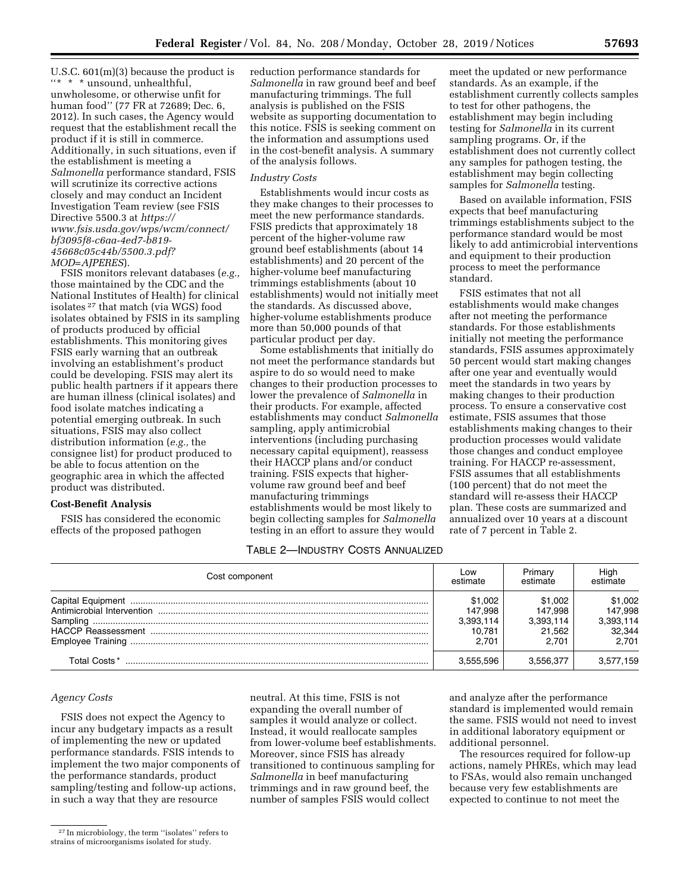U.S.C. 601(m)(3) because the product is ''* * * unsound, unhealthful, unwholesome, or otherwise unfit for human food'' (77 FR at 72689; Dec. 6, 2012). In such cases, the Agency would request that the establishment recall the product if it is still in commerce. Additionally, in such situations, even if the establishment is meeting a *Salmonella* performance standard, FSIS will scrutinize its corrective actions closely and may conduct an Incident Investigation Team review (see FSIS Directive 5500.3 at *https://www.fsis.usda.gov/wps/wcm/connect/bf3095f8-c6aa-4ed7-b819-45668c05c44b/5500.3.pdf?MOD=AJPERES*).

FSIS monitors relevant databases (*e.g.,* those maintained by the CDC and the National Institutes of Health) for clinical isolates [27] that match (via WGS) food isolates obtained by FSIS in its sampling of products produced by official establishments. This monitoring gives FSIS early warning that an outbreak involving an establishment's product could be developing. FSIS may alert its public health partners if it appears there are human illness (clinical isolates) and food isolate matches indicating a potential emerging outbreak. In such situations, FSIS may also collect distribution information (*e.g.,* the consignee list) for product produced to be able to focus attention on the geographic area in which the affected product was distributed.

## Cost-Benefit Analysis

FSIS has considered the economic effects of the proposed pathogen reduction performance standards for *Salmonella* in raw ground beef and beef manufacturing trimmings. The full analysis is published on the FSIS website as supporting documentation to this notice. FSIS is seeking comment on the information and assumptions used in the cost-benefit analysis. A summary of the analysis follows.

### *Industry Costs*

Establishments would incur costs as they make changes to their processes to meet the new performance standards. FSIS predicts that approximately 18 percent of the higher-volume raw ground beef establishments (about 14 establishments) and 20 percent of the higher-volume beef manufacturing trimmings establishments (about 10 establishments) would not initially meet the standards. As discussed above, higher-volume establishments produce more than 50,000 pounds of that particular product per day.

Some establishments that initially do not meet the performance standards but aspire to do so would need to make changes to their production processes to lower the prevalence of *Salmonella* in their products. For example, affected establishments may conduct *Salmonella* sampling, apply antimicrobial interventions (including purchasing necessary capital equipment), reassess their HACCP plans and/or conduct training. FSIS expects that higher-volume raw ground beef and beef manufacturing trimmings establishments would be most likely to begin collecting samples for *Salmonella* testing in an effort to assure they would meet the updated or new performance standards. As an example, if the establishment currently collects samples to test for other pathogens, the establishment may begin including testing for *Salmonella* in its current sampling programs. Or, if the establishment does not currently collect any samples for pathogen testing, the establishment may begin collecting samples for *Salmonella* testing.

Based on available information, FSIS expects that beef manufacturing trimmings establishments subject to the performance standard would be most likely to add antimicrobial interventions and equipment to their production process to meet the performance standard.

FSIS estimates that not all establishments would make changes after not meeting the performance standards. For those establishments initially not meeting the performance standards, FSIS assumes approximately 50 percent would start making changes after one year and eventually would meet the standards in two years by making changes to their production process. To ensure a conservative cost estimate, FSIS assumes that those establishments making changes to their production processes would validate those changes and conduct employee training. For HACCP re-assessment, FSIS assumes that all establishments (100 percent) that do not meet the standard will re-assess their HACCP plan. These costs are summarized and annualized over 10 years at a discount rate of 7 percent in Table 2.

TABLE 2—INDUSTRY COSTS ANNUALIZED

| Cost component | Low estimate | Primary estimate | High estimate |
|---|---|---|---|
| Capital Equipment | $1,002 | $1,002 | $1,002 |
| Antimicrobial Intervention | 147,998 | 147,998 | 147,998 |
| Sampling | 3,393,114 | 3,393,114 | 3,393,114 |
| HACCP Reassessment | 10,781 | 21,562 | 32,344 |
| Employee Training | 2,701 | 2,701 | 2,701 |
| Total Costs* | 3,555,596 | 3,556,377 | 3,577,159 |

### *Agency Costs*

FSIS does not expect the Agency to incur any budgetary impacts as a result of implementing the new or updated performance standards. FSIS intends to implement the two major components of the performance standards, product sampling/testing and follow-up actions, in such a way that they are resource neutral. At this time, FSIS is not expanding the overall number of samples it would analyze or collect. Instead, it would reallocate samples from lower-volume beef establishments. Moreover, since FSIS has already transitioned to continuous sampling for *Salmonella* in beef manufacturing trimmings and in raw ground beef, the number of samples FSIS would collect and analyze after the performance standard is implemented would remain the same. FSIS would not need to invest in additional laboratory equipment or additional personnel.

The resources required for follow-up actions, namely PHREs, which may lead to FSAs, would also remain unchanged because very few establishments are expected to continue to not meet the

[27] In microbiology, the term ''isolates'' refers to strains of microorganisms isolated for study.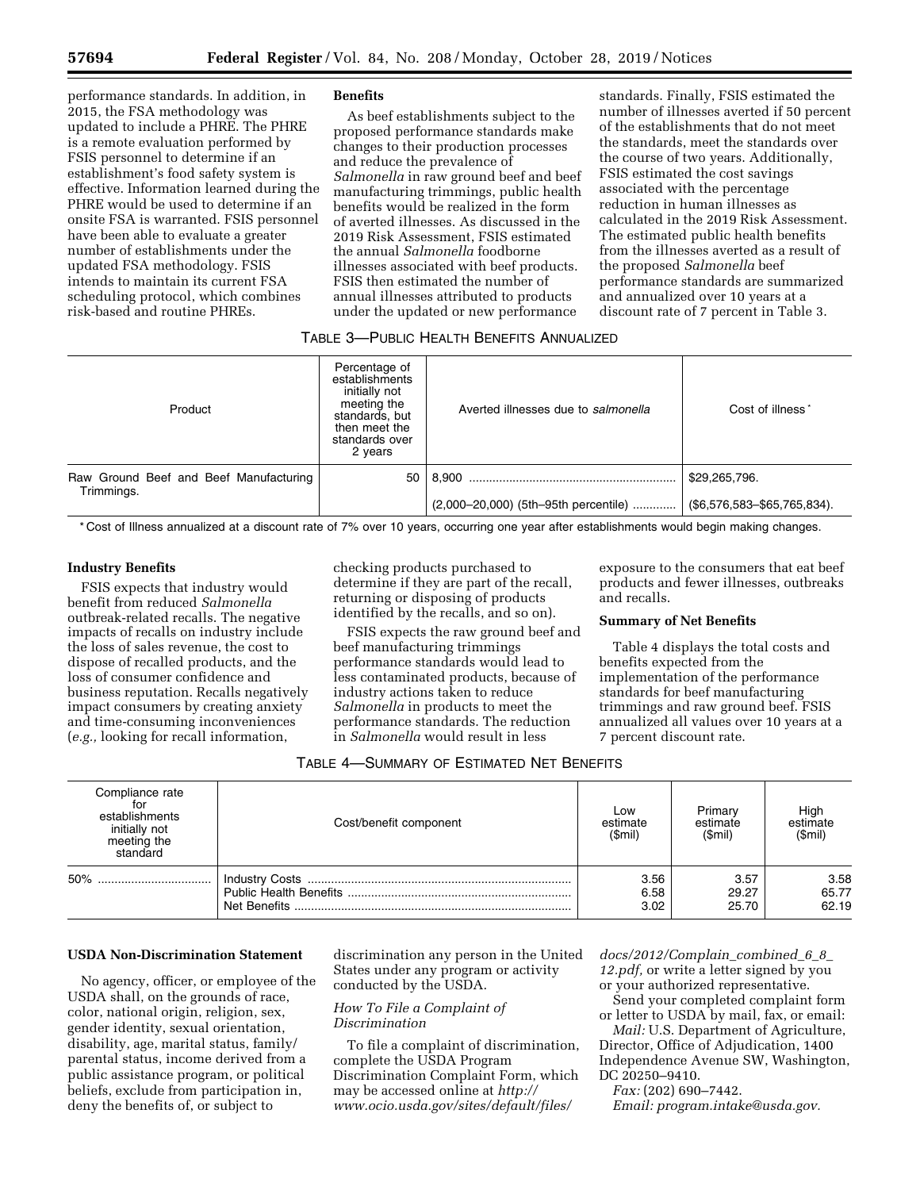performance standards. In addition, in 2015, the FSA methodology was updated to include a PHRE. The PHRE is a remote evaluation performed by FSIS personnel to determine if an establishment's food safety system is effective. Information learned during the PHRE would be used to determine if an onsite FSA is warranted. FSIS personnel have been able to evaluate a greater number of establishments under the updated FSA methodology. FSIS intends to maintain its current FSA scheduling protocol, which combines risk-based and routine PHREs.

**Benefits**

As beef establishments subject to the proposed performance standards make changes to their production processes and reduce the prevalence of *Salmonella* in raw ground beef and beef manufacturing trimmings, public health benefits would be realized in the form of averted illnesses. As discussed in the 2019 Risk Assessment, FSIS estimated the annual *Salmonella* foodborne illnesses associated with beef products. FSIS then estimated the number of annual illnesses attributed to products under the updated or new performance standards. Finally, FSIS estimated the number of illnesses averted if 50 percent of the establishments that do not meet the standards, meet the standards over the course of two years. Additionally, FSIS estimated the cost savings associated with the percentage reduction in human illnesses as calculated in the 2019 Risk Assessment. The estimated public health benefits from the illnesses averted as a result of the proposed *Salmonella* beef performance standards are summarized and annualized over 10 years at a discount rate of 7 percent in Table 3.

TABLE 3—PUBLIC HEALTH BENEFITS ANNUALIZED

| Product | Percentage of establishments initially not meeting the standards, but then meet the standards over 2 years | Averted illnesses due to *salmonella* | Cost of illness * |
|---|---|---|---|
| Raw Ground Beef and Beef Manufacturing Trimmings. | 50 | 8,900 | $29,265,796. |
| | | (2,000–20,000) (5th–95th percentile) | ($6,576,583–$65,765,834). |

\* Cost of Illness annualized at a discount rate of 7% over 10 years, occurring one year after establishments would begin making changes.

**Industry Benefits**

FSIS expects that industry would benefit from reduced *Salmonella* outbreak-related recalls. The negative impacts of recalls on industry include the loss of sales revenue, the cost to dispose of recalled products, and the loss of consumer confidence and business reputation. Recalls negatively impact consumers by creating anxiety and time-consuming inconveniences (*e.g.,* looking for recall information, checking products purchased to determine if they are part of the recall, returning or disposing of products identified by the recalls, and so on).

FSIS expects the raw ground beef and beef manufacturing trimmings performance standards would lead to less contaminated products, because of industry actions taken to reduce *Salmonella* in products to meet the performance standards. The reduction in *Salmonella* would result in less exposure to the consumers that eat beef products and fewer illnesses, outbreaks and recalls.

**Summary of Net Benefits**

Table 4 displays the total costs and benefits expected from the implementation of the performance standards for beef manufacturing trimmings and raw ground beef. FSIS annualized all values over 10 years at a 7 percent discount rate.

TABLE 4—SUMMARY OF ESTIMATED NET BENEFITS

| Compliance rate for establishments initially not meeting the standard | Cost/benefit component | Low estimate ($mil) | Primary estimate ($mil) | High estimate ($mil) |
|---|---|---|---|---|
| 50% | Industry Costs | 3.56 | 3.57 | 3.58 |
| | Public Health Benefits | 6.58 | 29.27 | 65.77 |
| | Net Benefits | 3.02 | 25.70 | 62.19 |

**USDA Non-Discrimination Statement**

No agency, officer, or employee of the USDA shall, on the grounds of race, color, national origin, religion, sex, gender identity, sexual orientation, disability, age, marital status, family/parental status, income derived from a public assistance program, or political beliefs, exclude from participation in, deny the benefits of, or subject to discrimination any person in the United States under any program or activity conducted by the USDA.

*How To File a Complaint of Discrimination*

To file a complaint of discrimination, complete the USDA Program Discrimination Complaint Form, which may be accessed online at *http://www.ocio.usda.gov/sites/default/files/docs/2012/Complain_combined_6_8_12.pdf,* or write a letter signed by you or your authorized representative.

Send your completed complaint form or letter to USDA by mail, fax, or email:

*Mail:* U.S. Department of Agriculture, Director, Office of Adjudication, 1400 Independence Avenue SW, Washington, DC 20250–9410.

*Fax:* (202) 690–7442.

*Email: program.intake@usda.gov.*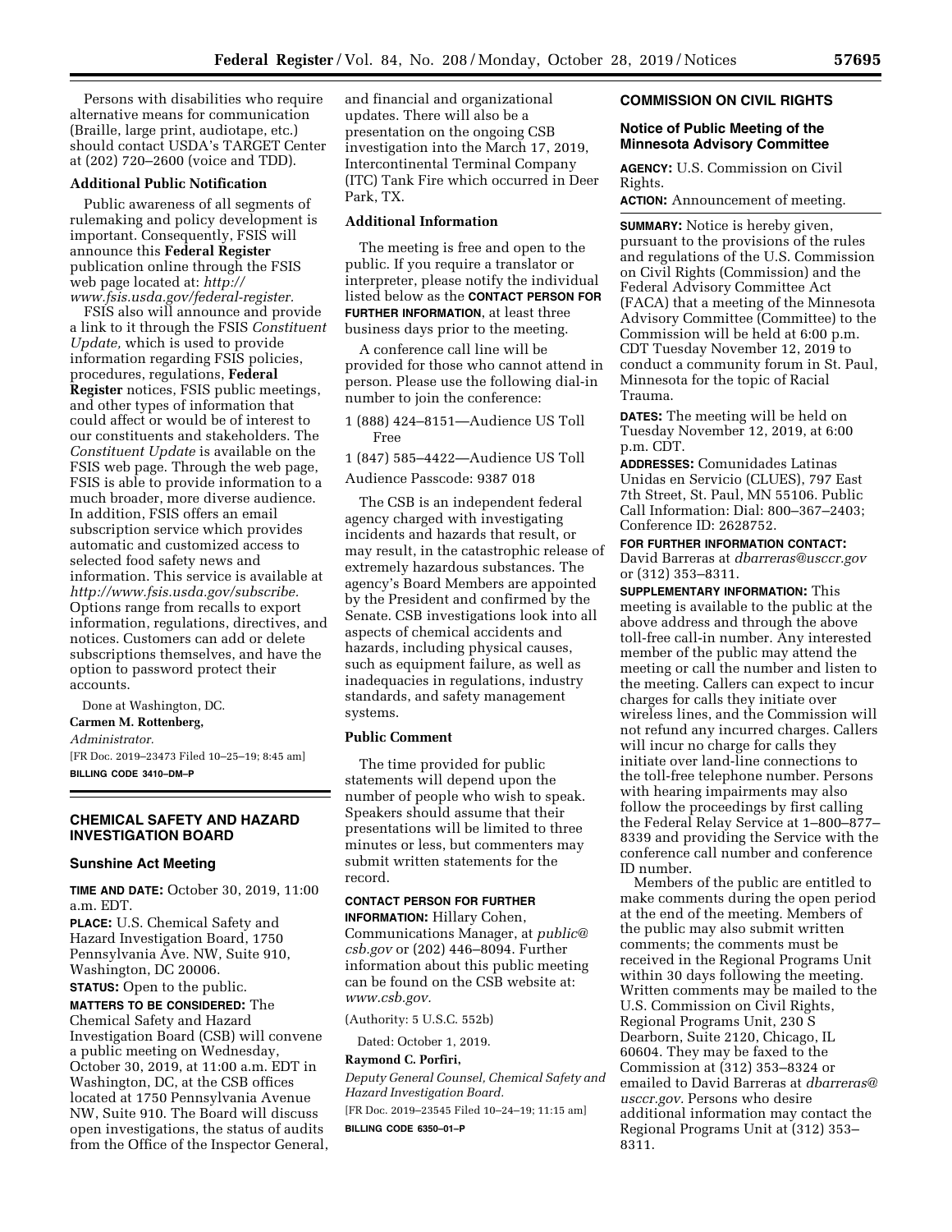Persons with disabilities who require alternative means for communication (Braille, large print, audiotape, etc.) should contact USDA's TARGET Center at (202) 720–2600 (voice and TDD).

**Additional Public Notification**

Public awareness of all segments of rulemaking and policy development is important. Consequently, FSIS will announce this **Federal Register** publication online through the FSIS web page located at: *http://www.fsis.usda.gov/federal-register.*

FSIS also will announce and provide a link to it through the FSIS *Constituent Update,* which is used to provide information regarding FSIS policies, procedures, regulations, **Federal Register** notices, FSIS public meetings, and other types of information that could affect or would be of interest to our constituents and stakeholders. The *Constituent Update* is available on the FSIS web page. Through the web page, FSIS is able to provide information to a much broader, more diverse audience. In addition, FSIS offers an email subscription service which provides automatic and customized access to selected food safety news and information. This service is available at *http://www.fsis.usda.gov/subscribe.* Options range from recalls to export information, regulations, directives, and notices. Customers can add or delete subscriptions themselves, and have the option to password protect their accounts.

Done at Washington, DC.

**Carmen M. Rottenberg,**

*Administrator.*

[FR Doc. 2019–23473 Filed 10–25–19; 8:45 am]

**BILLING CODE 3410–DM–P**

## CHEMICAL SAFETY AND HAZARD INVESTIGATION BOARD

### Sunshine Act Meeting

**TIME AND DATE:** October 30, 2019, 11:00 a.m. EDT.

**PLACE:** U.S. Chemical Safety and Hazard Investigation Board, 1750 Pennsylvania Ave. NW, Suite 910, Washington, DC 20006.

**STATUS:** Open to the public.

**MATTERS TO BE CONSIDERED:** The Chemical Safety and Hazard Investigation Board (CSB) will convene a public meeting on Wednesday, October 30, 2019, at 11:00 a.m. EDT in Washington, DC, at the CSB offices located at 1750 Pennsylvania Avenue NW, Suite 910. The Board will discuss open investigations, the status of audits from the Office of the Inspector General, and financial and organizational updates. There will also be a presentation on the ongoing CSB investigation into the March 17, 2019, Intercontinental Terminal Company (ITC) Tank Fire which occurred in Deer Park, TX.

**Additional Information**

The meeting is free and open to the public. If you require a translator or interpreter, please notify the individual listed below as the **CONTACT PERSON FOR FURTHER INFORMATION**, at least three business days prior to the meeting.

A conference call line will be provided for those who cannot attend in person. Please use the following dial-in number to join the conference:

1 (888) 424–8151—Audience US Toll Free

1 (847) 585–4422—Audience US Toll

Audience Passcode: 9387 018

The CSB is an independent federal agency charged with investigating incidents and hazards that result, or may result, in the catastrophic release of extremely hazardous substances. The agency's Board Members are appointed by the President and confirmed by the Senate. CSB investigations look into all aspects of chemical accidents and hazards, including physical causes, such as equipment failure, as well as inadequacies in regulations, industry standards, and safety management systems.

**Public Comment**

The time provided for public statements will depend upon the number of people who wish to speak. Speakers should assume that their presentations will be limited to three minutes or less, but commenters may submit written statements for the record.

**CONTACT PERSON FOR FURTHER INFORMATION:** Hillary Cohen, Communications Manager, at *public@csb.gov* or (202) 446–8094. Further information about this public meeting can be found on the CSB website at: *www.csb.gov.*

(Authority: 5 U.S.C. 552b)

Dated: October 1, 2019.

**Raymond C. Porfiri,**

*Deputy General Counsel, Chemical Safety and Hazard Investigation Board.*

[FR Doc. 2019–23545 Filed 10–24–19; 11:15 am]

**BILLING CODE 6350–01–P**

## COMMISSION ON CIVIL RIGHTS

### Notice of Public Meeting of the Minnesota Advisory Committee

**AGENCY:** U.S. Commission on Civil Rights.

**ACTION:** Announcement of meeting.

**SUMMARY:** Notice is hereby given, pursuant to the provisions of the rules and regulations of the U.S. Commission on Civil Rights (Commission) and the Federal Advisory Committee Act (FACA) that a meeting of the Minnesota Advisory Committee (Committee) to the Commission will be held at 6:00 p.m. CDT Tuesday November 12, 2019 to conduct a community forum in St. Paul, Minnesota for the topic of Racial Trauma.

**DATES:** The meeting will be held on Tuesday November 12, 2019, at 6:00 p.m. CDT.

**ADDRESSES:** Comunidades Latinas Unidas en Servicio (CLUES), 797 East 7th Street, St. Paul, MN 55106. Public Call Information: Dial: 800–367–2403; Conference ID: 2628752.

**FOR FURTHER INFORMATION CONTACT:** David Barreras at *dbarreras@usccr.gov* or (312) 353–8311.

**SUPPLEMENTARY INFORMATION:** This meeting is available to the public at the above address and through the above toll-free call-in number. Any interested member of the public may attend the meeting or call the number and listen to the meeting. Callers can expect to incur charges for calls they initiate over wireless lines, and the Commission will not refund any incurred charges. Callers will incur no charge for calls they initiate over land-line connections to the toll-free telephone number. Persons with hearing impairments may also follow the proceedings by first calling the Federal Relay Service at 1–800–877–8339 and providing the Service with the conference call number and conference ID number.

Members of the public are entitled to make comments during the open period at the end of the meeting. Members of the public may also submit written comments; the comments must be received in the Regional Programs Unit within 30 days following the meeting. Written comments may be mailed to the U.S. Commission on Civil Rights, Regional Programs Unit, 230 S Dearborn, Suite 2120, Chicago, IL 60604. They may be faxed to the Commission at (312) 353–8324 or emailed to David Barreras at *dbarreras@usccr.gov.* Persons who desire additional information may contact the Regional Programs Unit at (312) 353–8311.